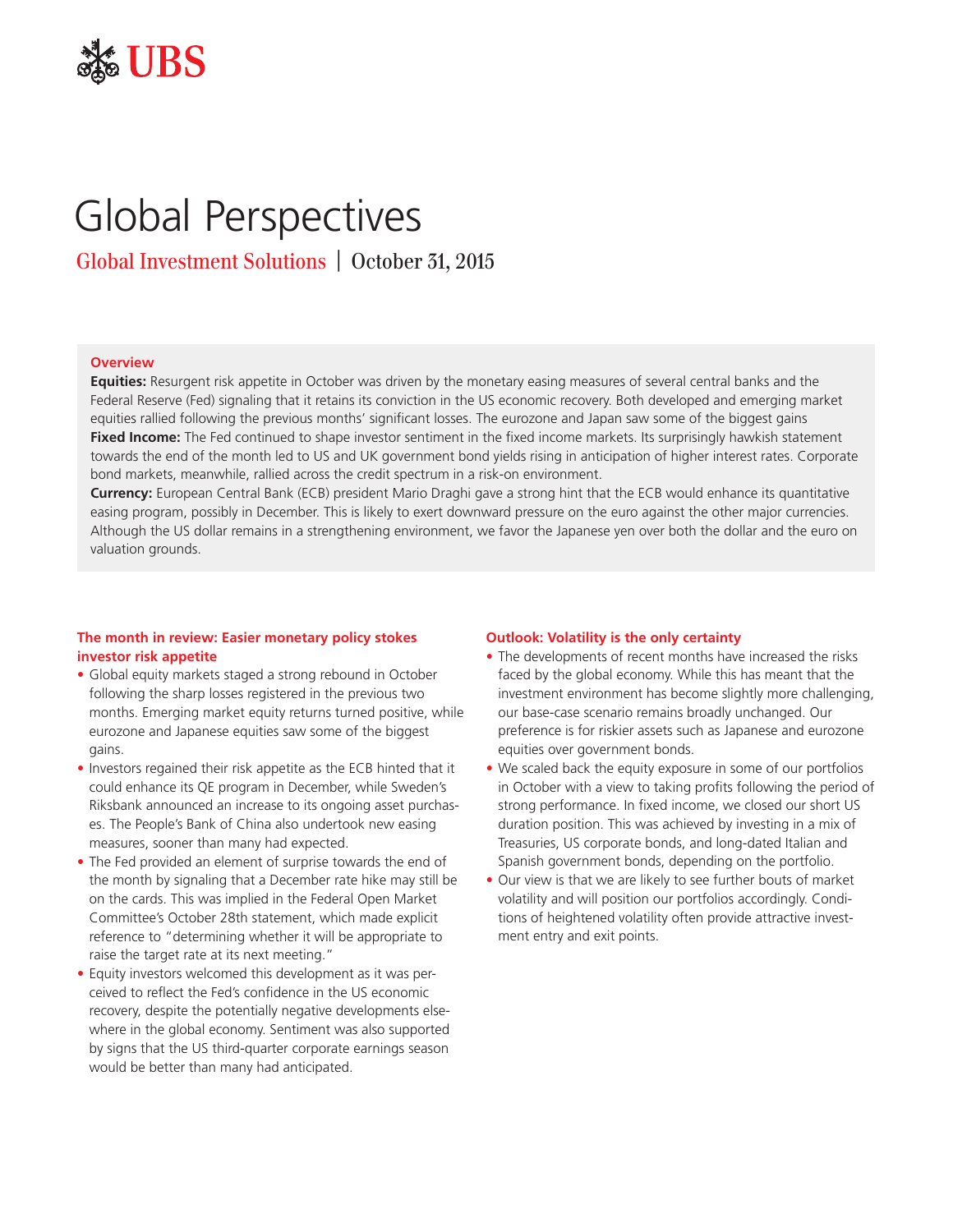UBS

# Global Perspectives

Global Investment Solutions | October 31, 2015

## Overview

**Equities:** Resurgent risk appetite in October was driven by the monetary easing measures of several central banks and the Federal Reserve (Fed) signaling that it retains its conviction in the US economic recovery. Both developed and emerging market equities rallied following the previous months' significant losses. The eurozone and Japan saw some of the biggest gains

**Fixed Income:** The Fed continued to shape investor sentiment in the fixed income markets. Its surprisingly hawkish statement towards the end of the month led to US and UK government bond yields rising in anticipation of higher interest rates. Corporate bond markets, meanwhile, rallied across the credit spectrum in a risk-on environment.

**Currency:** European Central Bank (ECB) president Mario Draghi gave a strong hint that the ECB would enhance its quantitative easing program, possibly in December. This is likely to exert downward pressure on the euro against the other major currencies. Although the US dollar remains in a strengthening environment, we favor the Japanese yen over both the dollar and the euro on valuation grounds.

## The month in review: Easier monetary policy stokes investor risk appetite

- Global equity markets staged a strong rebound in October following the sharp losses registered in the previous two months. Emerging market equity returns turned positive, while eurozone and Japanese equities saw some of the biggest gains.
- Investors regained their risk appetite as the ECB hinted that it could enhance its QE program in December, while Sweden's Riksbank announced an increase to its ongoing asset purchases. The People's Bank of China also undertook new easing measures, sooner than many had expected.
- The Fed provided an element of surprise towards the end of the month by signaling that a December rate hike may still be on the cards. This was implied in the Federal Open Market Committee's October 28th statement, which made explicit reference to "determining whether it will be appropriate to raise the target rate at its next meeting."
- Equity investors welcomed this development as it was perceived to reflect the Fed's confidence in the US economic recovery, despite the potentially negative developments elsewhere in the global economy. Sentiment was also supported by signs that the US third-quarter corporate earnings season would be better than many had anticipated.

## Outlook: Volatility is the only certainty

- The developments of recent months have increased the risks faced by the global economy. While this has meant that the investment environment has become slightly more challenging, our base-case scenario remains broadly unchanged. Our preference is for riskier assets such as Japanese and eurozone equities over government bonds.
- We scaled back the equity exposure in some of our portfolios in October with a view to taking profits following the period of strong performance. In fixed income, we closed our short US duration position. This was achieved by investing in a mix of Treasuries, US corporate bonds, and long-dated Italian and Spanish government bonds, depending on the portfolio.
- Our view is that we are likely to see further bouts of market volatility and will position our portfolios accordingly. Conditions of heightened volatility often provide attractive investment entry and exit points.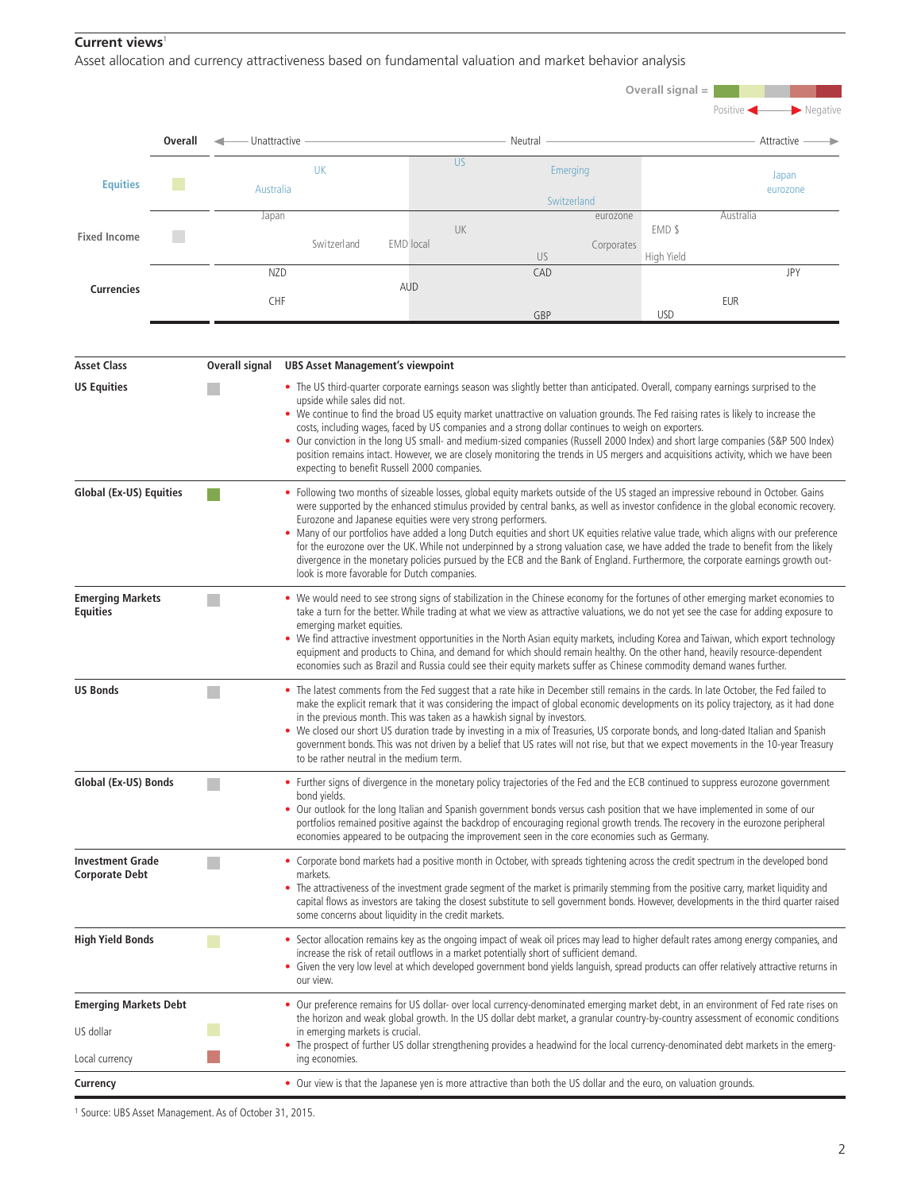**Current views**[1]

Asset allocation and currency attractiveness based on fundamental valuation and market behavior analysis

Overall signal = Positive ◄ ► Negative

| | Overall | Unattractive | | Neutral | | Attractive |
|---|---|---|---|---|---|---|
| Equities | | Australia, UK | | US, Emerging, Switzerland | | Japan, eurozone |
| Fixed Income | | Japan, Switzerland | EMD local | UK, US, eurozone, Corporates | | EMD $, High Yield, Australia |
| Currencies | | NZD, CHF | AUD | CAD, GBP | | USD, EUR, JPY |

| Asset Class | Overall signal | UBS Asset Management's viewpoint |
|---|---|---|
| **US Equities** | Neutral | • The US third-quarter corporate earnings season was slightly better than anticipated. Overall, company earnings surprised to the upside while sales did not.<br>• We continue to find the broad US equity market unattractive on valuation grounds. The Fed raising rates is likely to increase the costs, including wages, faced by US companies and a strong dollar continues to weigh on exporters.<br>• Our conviction in the long US small- and medium-sized companies (Russell 2000 Index) and short large companies (S&P 500 Index) position remains intact. However, we are closely monitoring the trends in US mergers and acquisitions activity, which we have been expecting to benefit Russell 2000 companies. |
| **Global (Ex-US) Equities** | Positive | • Following two months of sizeable losses, global equity markets outside of the US staged an impressive rebound in October. Gains were supported by the enhanced stimulus provided by central banks, as well as investor confidence in the global economic recovery. Eurozone and Japanese equities were very strong performers.<br>• Many of our portfolios have added a long Dutch equities and short UK equities relative value trade, which aligns with our preference for the eurozone over the UK. While not underpinned by a strong valuation case, we have added the trade to benefit from the likely divergence in the monetary policies pursued by the ECB and the Bank of England. Furthermore, the corporate earnings growth outlook is more favorable for Dutch companies. |
| **Emerging Markets Equities** | Neutral | • We would need to see strong signs of stabilization in the Chinese economy for the fortunes of other emerging market economies to take a turn for the better. While trading at what we view as attractive valuations, we do not yet see the case for adding exposure to emerging market equities.<br>• We find attractive investment opportunities in the North Asian equity markets, including Korea and Taiwan, which export technology equipment and products to China, and demand for which should remain healthy. On the other hand, heavily resource-dependent economies such as Brazil and Russia could see their equity markets suffer as Chinese commodity demand wanes further. |
| **US Bonds** | Neutral | • The latest comments from the Fed suggest that a rate hike in December still remains in the cards. In late October, the Fed failed to make the explicit remark that it was considering the impact of global economic developments on its policy trajectory, as it had done in the previous month. This was taken as a hawkish signal by investors.<br>• We closed our short US duration trade by investing in a mix of Treasuries, US corporate bonds, and long-dated Italian and Spanish government bonds. This was not driven by a belief that US rates will not rise, but that we expect movements in the 10-year Treasury to be rather neutral in the medium term. |
| **Global (Ex-US) Bonds** | Neutral | • Further signs of divergence in the monetary policy trajectories of the Fed and the ECB continued to suppress eurozone government bond yields.<br>• Our outlook for the long Italian and Spanish government bonds versus cash position that we have implemented in some of our portfolios remained positive against the backdrop of encouraging regional growth trends. The recovery in the eurozone peripheral economies appeared to be outpacing the improvement seen in the core economies such as Germany. |
| **Investment Grade Corporate Debt** | Neutral | • Corporate bond markets had a positive month in October, with spreads tightening across the credit spectrum in the developed bond markets.<br>• The attractiveness of the investment grade segment of the market is primarily stemming from the positive carry, market liquidity and capital flows as investors are taking the closest substitute to sell government bonds. However, developments in the third quarter raised some concerns about liquidity in the credit markets. |
| **High Yield Bonds** | Slightly positive | • Sector allocation remains key as the ongoing impact of weak oil prices may lead to higher default rates among energy companies, and increase the risk of retail outflows in a market potentially short of sufficient demand.<br>• Given the very low level at which developed government bond yields languish, spread products can offer relatively attractive returns in our view. |
| **Emerging Markets Debt** | | • Our preference remains for US dollar- over local currency-denominated emerging market debt, in an environment of Fed rate rises on the horizon and weak global growth. In the US dollar debt market, a granular country-by-country assessment of economic conditions in emerging markets is crucial.<br>• The prospect of further US dollar strengthening provides a headwind for the local currency-denominated debt markets in the emerging economies. |
| US dollar | Slightly positive | |
| Local currency | Slightly negative | |
| **Currency** | | • Our view is that the Japanese yen is more attractive than both the US dollar and the euro, on valuation grounds. |

[1] Source: UBS Asset Management. As of October 31, 2015.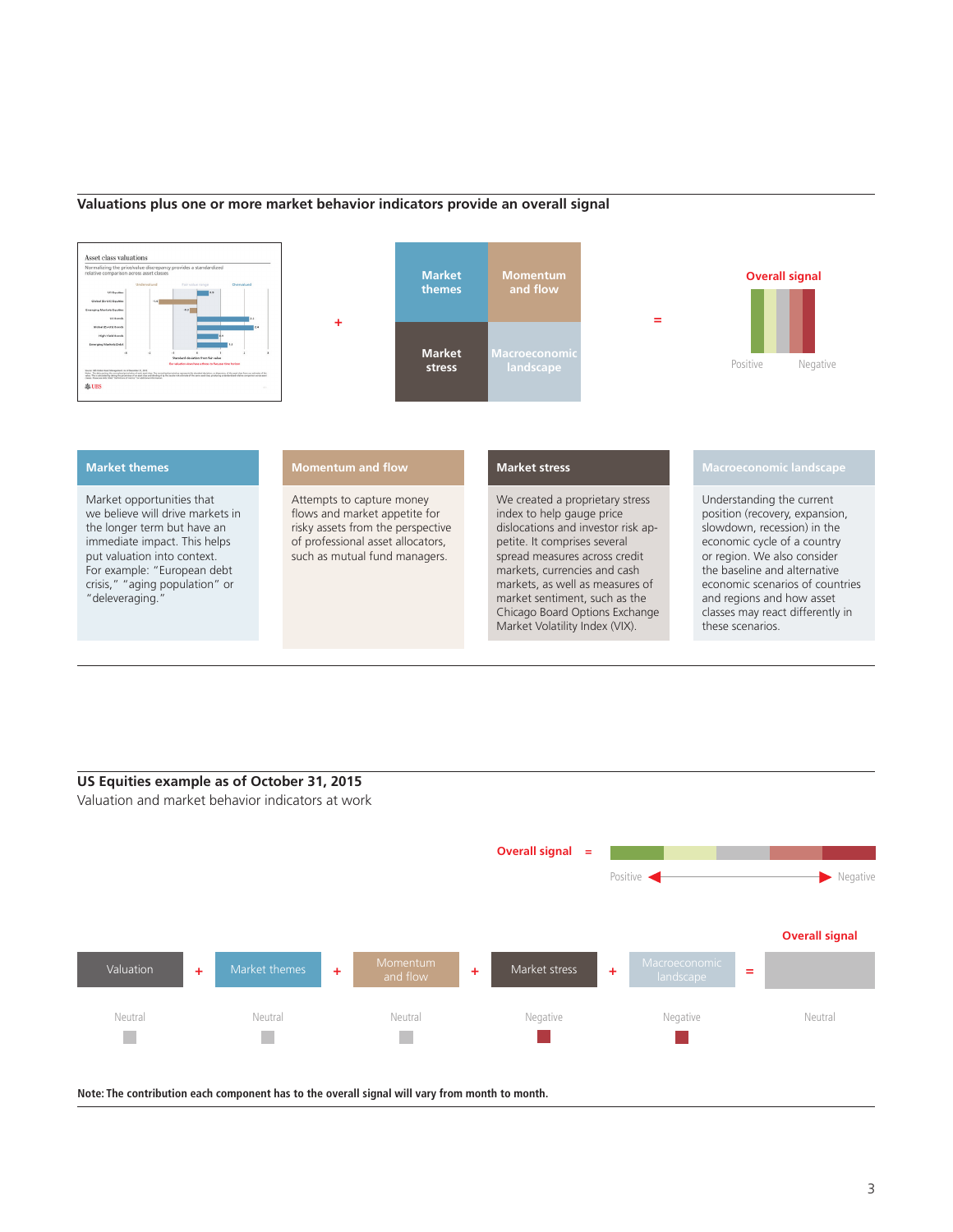## Valuations plus one or more market behavior indicators provide an overall signal

Market themes + Momentum and flow + Market stress + Macroeconomic landscape = **Overall signal**

Positive — Negative

| Market themes | Momentum and flow | Market stress | Macroeconomic landscape |
|---|---|---|---|
| Market opportunities that we believe will drive markets in the longer term but have an immediate impact. This helps put valuation into context. For example: "European debt crisis," "aging population" or "deleveraging." | Attempts to capture money flows and market appetite for risky assets from the perspective of professional asset allocators, such as mutual fund managers. | We created a proprietary stress index to help gauge price dislocations and investor risk appetite. It comprises several spread measures across credit markets, currencies and cash markets, as well as measures of market sentiment, such as the Chicago Board Options Exchange Market Volatility Index (VIX). | Understanding the current position (recovery, expansion, slowdown, recession) in the economic cycle of a country or region. We also consider the baseline and alternative economic scenarios of countries and regions and how asset classes may react differently in these scenarios. |

## US Equities example as of October 31, 2015

Valuation and market behavior indicators at work

**Overall signal** = Positive ← → Negative

| Valuation | + | Market themes | + | Momentum and flow | + | Market stress | + | Macroeconomic landscape | = | **Overall signal** |
|---|---|---|---|---|---|---|---|---|---|---|
| Neutral | | Neutral | | Neutral | | Negative | | Negative | | Neutral |

**Note: The contribution each component has to the overall signal will vary from month to month.**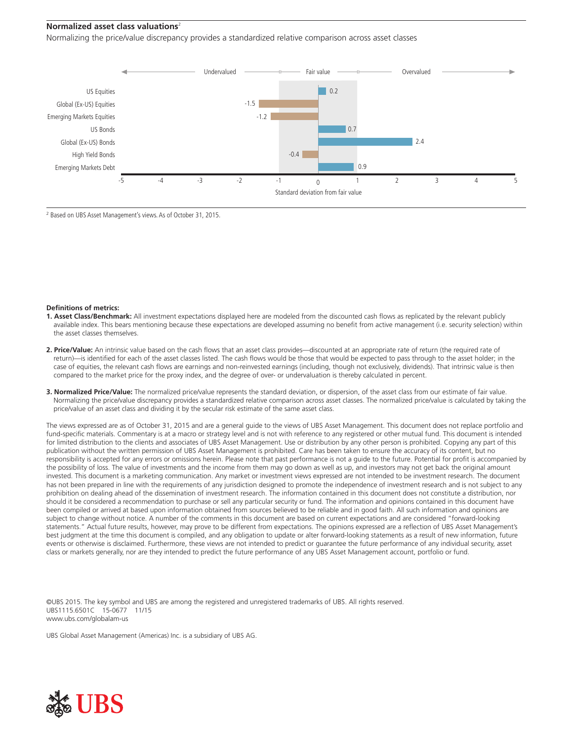**Normalized asset class valuations**[2]

Normalizing the price/value discrepancy provides a standardized relative comparison across asset classes

Undervalued

Fair value

Overvalued

US Equities

Global (Ex-US) Equities

Emerging Markets Equities

US Bonds

Global (Ex-US) Bonds

High Yield Bonds

Emerging Markets Debt

0.2

-1.5

-1.2

0.7

2.4

-0.4

0.9

-5 -4 -3 -2 -1 0 1 2 3 4 5

Standard deviation from fair value

[2] Based on UBS Asset Management's views. As of October 31, 2015.

**Definitions of metrics:**

1. **Asset Class/Benchmark:** All investment expectations displayed here are modeled from the discounted cash flows as replicated by the relevant publicly available index. This bears mentioning because these expectations are developed assuming no benefit from active management (i.e. security selection) within the asset classes themselves.

2. **Price/Value:** An intrinsic value based on the cash flows that an asset class provides—discounted at an appropriate rate of return (the required rate of return)—is identified for each of the asset classes listed. The cash flows would be those that would be expected to pass through to the asset holder; in the case of equities, the relevant cash flows are earnings and non-reinvested earnings (including, though not exclusively, dividends). That intrinsic value is then compared to the market price for the proxy index, and the degree of over- or undervaluation is thereby calculated in percent.

3. **Normalized Price/Value:** The normalized price/value represents the standard deviation, or dispersion, of the asset class from our estimate of fair value. Normalizing the price/value discrepancy provides a standardized relative comparison across asset classes. The normalized price/value is calculated by taking the price/value of an asset class and dividing it by the secular risk estimate of the same asset class.

The views expressed are as of October 31, 2015 and are a general guide to the views of UBS Asset Management. This document does not replace portfolio and fund-specific materials. Commentary is at a macro or strategy level and is not with reference to any registered or other mutual fund. This document is intended for limited distribution to the clients and associates of UBS Asset Management. Use or distribution by any other person is prohibited. Copying any part of this publication without the written permission of UBS Asset Management is prohibited. Care has been taken to ensure the accuracy of its content, but no responsibility is accepted for any errors or omissions herein. Please note that past performance is not a guide to the future. Potential for profit is accompanied by the possibility of loss. The value of investments and the income from them may go down as well as up, and investors may not get back the original amount invested. This document is a marketing communication. Any market or investment views expressed are not intended to be investment research. The document has not been prepared in line with the requirements of any jurisdiction designed to promote the independence of investment research and is not subject to any prohibition on dealing ahead of the dissemination of investment research. The information contained in this document does not constitute a distribution, nor should it be considered a recommendation to purchase or sell any particular security or fund. The information and opinions contained in this document have been compiled or arrived at based upon information obtained from sources believed to be reliable and in good faith. All such information and opinions are subject to change without notice. A number of the comments in this document are based on current expectations and are considered "forward-looking statements." Actual future results, however, may prove to be different from expectations. The opinions expressed are a reflection of UBS Asset Management's best judgment at the time this document is compiled, and any obligation to update or alter forward-looking statements as a result of new information, future events or otherwise is disclaimed. Furthermore, these views are not intended to predict or guarantee the future performance of any individual security, asset class or markets generally, nor are they intended to predict the future performance of any UBS Asset Management account, portfolio or fund.

©UBS 2015. The key symbol and UBS are among the registered and unregistered trademarks of UBS. All rights reserved.
UBS1115.6501C 15-0677 11/15
www.ubs.com/globalam-us

UBS Global Asset Management (Americas) Inc. is a subsidiary of UBS AG.

UBS